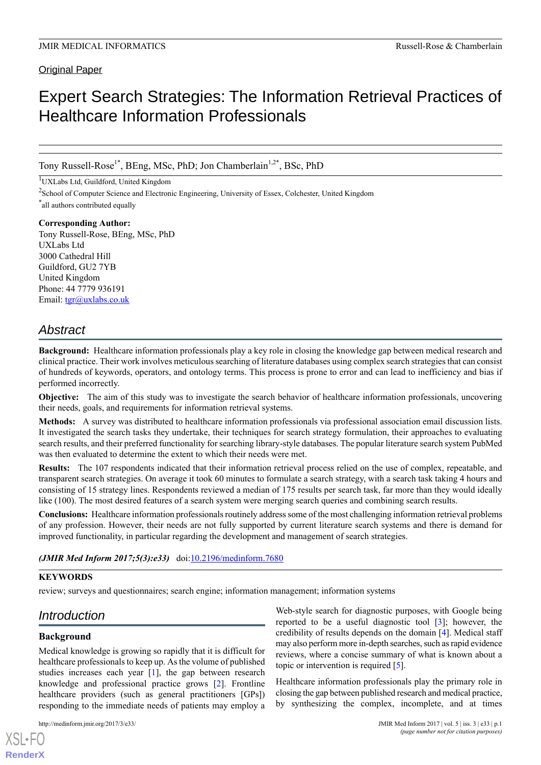Original Paper

# Expert Search Strategies: The Information Retrieval Practices of Healthcare Information Professionals

Tony Russell-Rose[1*], BEng, MSc, PhD; Jon Chamberlain[1,2*], BSc, PhD

[1]UXLabs Ltd, Guildford, United Kingdom

[2]School of Computer Science and Electronic Engineering, University of Essex, Colchester, United Kingdom

[*]all authors contributed equally

**Corresponding Author:**
Tony Russell-Rose, BEng, MSc, PhD
UXLabs Ltd
3000 Cathedral Hill
Guildford, GU2 7YB
United Kingdom
Phone: 44 7779 936191
Email: tgr@uxlabs.co.uk

## Abstract

**Background:** Healthcare information professionals play a key role in closing the knowledge gap between medical research and clinical practice. Their work involves meticulous searching of literature databases using complex search strategies that can consist of hundreds of keywords, operators, and ontology terms. This process is prone to error and can lead to inefficiency and bias if performed incorrectly.

**Objective:** The aim of this study was to investigate the search behavior of healthcare information professionals, uncovering their needs, goals, and requirements for information retrieval systems.

**Methods:** A survey was distributed to healthcare information professionals via professional association email discussion lists. It investigated the search tasks they undertake, their techniques for search strategy formulation, their approaches to evaluating search results, and their preferred functionality for searching library-style databases. The popular literature search system PubMed was then evaluated to determine the extent to which their needs were met.

**Results:** The 107 respondents indicated that their information retrieval process relied on the use of complex, repeatable, and transparent search strategies. On average it took 60 minutes to formulate a search strategy, with a search task taking 4 hours and consisting of 15 strategy lines. Respondents reviewed a median of 175 results per search task, far more than they would ideally like (100). The most desired features of a search system were merging search queries and combining search results.

**Conclusions:** Healthcare information professionals routinely address some of the most challenging information retrieval problems of any profession. However, their needs are not fully supported by current literature search systems and there is demand for improved functionality, in particular regarding the development and management of search strategies.

***(JMIR Med Inform 2017;5(3):e33)*** doi:10.2196/medinform.7680

**KEYWORDS**

review; surveys and questionnaires; search engine; information management; information systems

## Introduction

### Background

Medical knowledge is growing so rapidly that it is difficult for healthcare professionals to keep up. As the volume of published studies increases each year [1], the gap between research knowledge and professional practice grows [2]. Frontline healthcare providers (such as general practitioners [GPs]) responding to the immediate needs of patients may employ a Web-style search for diagnostic purposes, with Google being reported to be a useful diagnostic tool [3]; however, the credibility of results depends on the domain [4]. Medical staff may also perform more in-depth searches, such as rapid evidence reviews, where a concise summary of what is known about a topic or intervention is required [5].

Healthcare information professionals play the primary role in closing the gap between published research and medical practice, by synthesizing the complex, incomplete, and at times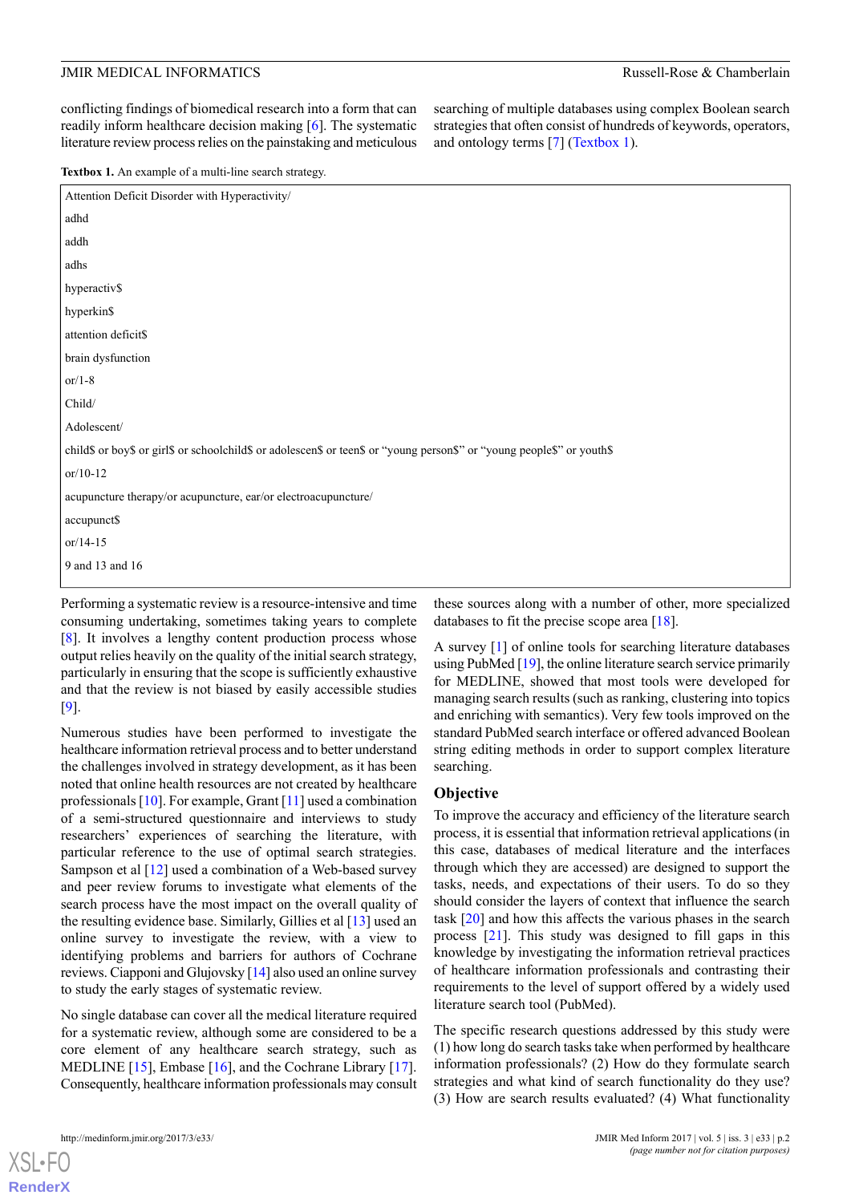conflicting findings of biomedical research into a form that can readily inform healthcare decision making [6]. The systematic literature review process relies on the painstaking and meticulous searching of multiple databases using complex Boolean search strategies that often consist of hundreds of keywords, operators, and ontology terms [7] (Textbox 1).

**Textbox 1.** An example of a multi-line search strategy.

```
Attention Deficit Disorder with Hyperactivity/
adhd
addh
adhs
hyperactiv$
hyperkin$
attention deficit$
brain dysfunction
or/1-8
Child/
Adolescent/
child$ or boy$ or girl$ or schoolchild$ or adolescen$ or teen$ or "young person$" or "young people$" or youth$
or/10-12
acupuncture therapy/or acupuncture, ear/or electroacupuncture/
accupunct$
or/14-15
9 and 13 and 16
```

Performing a systematic review is a resource-intensive and time consuming undertaking, sometimes taking years to complete [8]. It involves a lengthy content production process whose output relies heavily on the quality of the initial search strategy, particularly in ensuring that the scope is sufficiently exhaustive and that the review is not biased by easily accessible studies [9].

Numerous studies have been performed to investigate the healthcare information retrieval process and to better understand the challenges involved in strategy development, as it has been noted that online health resources are not created by healthcare professionals [10]. For example, Grant [11] used a combination of a semi-structured questionnaire and interviews to study researchers' experiences of searching the literature, with particular reference to the use of optimal search strategies. Sampson et al [12] used a combination of a Web-based survey and peer review forums to investigate what elements of the search process have the most impact on the overall quality of the resulting evidence base. Similarly, Gillies et al [13] used an online survey to investigate the review, with a view to identifying problems and barriers for authors of Cochrane reviews. Ciapponi and Glujovsky [14] also used an online survey to study the early stages of systematic review.

No single database can cover all the medical literature required for a systematic review, although some are considered to be a core element of any healthcare search strategy, such as MEDLINE [15], Embase [16], and the Cochrane Library [17]. Consequently, healthcare information professionals may consult these sources along with a number of other, more specialized databases to fit the precise scope area [18].

A survey [1] of online tools for searching literature databases using PubMed [19], the online literature search service primarily for MEDLINE, showed that most tools were developed for managing search results (such as ranking, clustering into topics and enriching with semantics). Very few tools improved on the standard PubMed search interface or offered advanced Boolean string editing methods in order to support complex literature searching.

## Objective

To improve the accuracy and efficiency of the literature search process, it is essential that information retrieval applications (in this case, databases of medical literature and the interfaces through which they are accessed) are designed to support the tasks, needs, and expectations of their users. To do so they should consider the layers of context that influence the search task [20] and how this affects the various phases in the search process [21]. This study was designed to fill gaps in this knowledge by investigating the information retrieval practices of healthcare information professionals and contrasting their requirements to the level of support offered by a widely used literature search tool (PubMed).

The specific research questions addressed by this study were (1) how long do search tasks take when performed by healthcare information professionals? (2) How do they formulate search strategies and what kind of search functionality do they use? (3) How are search results evaluated? (4) What functionality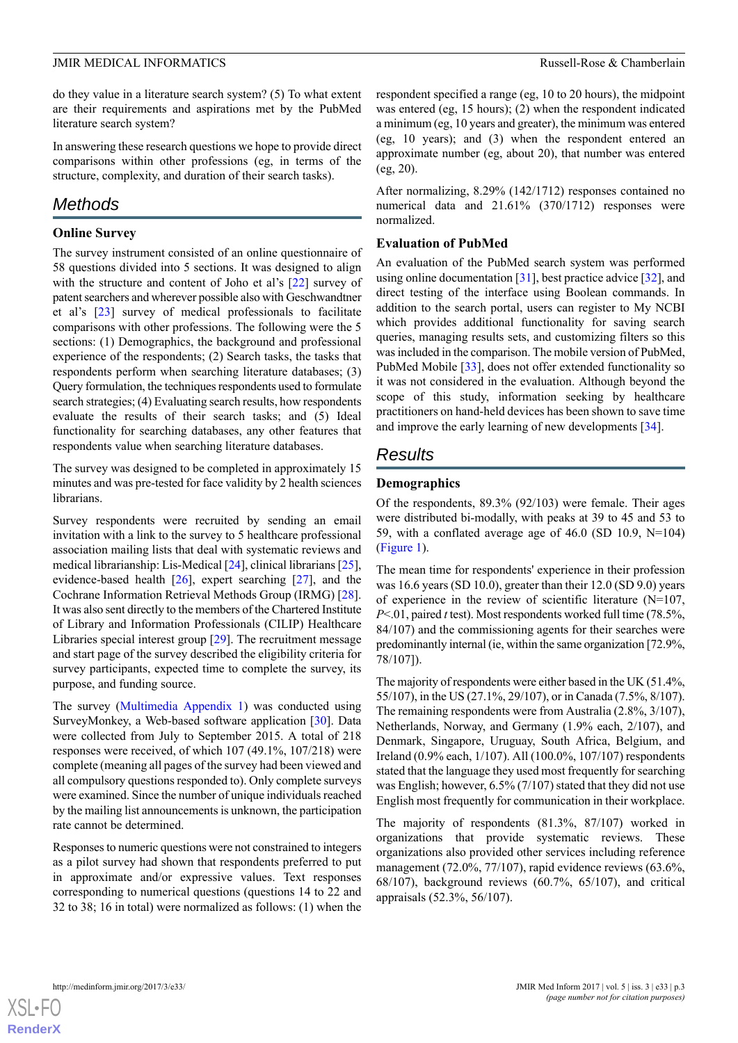do they value in a literature search system? (5) To what extent are their requirements and aspirations met by the PubMed literature search system?

In answering these research questions we hope to provide direct comparisons within other professions (eg, in terms of the structure, complexity, and duration of their search tasks).

## Methods

### Online Survey

The survey instrument consisted of an online questionnaire of 58 questions divided into 5 sections. It was designed to align with the structure and content of Joho et al's [22] survey of patent searchers and wherever possible also with Geschwandtner et al's [23] survey of medical professionals to facilitate comparisons with other professions. The following were the 5 sections: (1) Demographics, the background and professional experience of the respondents; (2) Search tasks, the tasks that respondents perform when searching literature databases; (3) Query formulation, the techniques respondents used to formulate search strategies; (4) Evaluating search results, how respondents evaluate the results of their search tasks; and (5) Ideal functionality for searching databases, any other features that respondents value when searching literature databases.

The survey was designed to be completed in approximately 15 minutes and was pre-tested for face validity by 2 health sciences librarians.

Survey respondents were recruited by sending an email invitation with a link to the survey to 5 healthcare professional association mailing lists that deal with systematic reviews and medical librarianship: Lis-Medical [24], clinical librarians [25], evidence-based health [26], expert searching [27], and the Cochrane Information Retrieval Methods Group (IRMG) [28]. It was also sent directly to the members of the Chartered Institute of Library and Information Professionals (CILIP) Healthcare Libraries special interest group [29]. The recruitment message and start page of the survey described the eligibility criteria for survey participants, expected time to complete the survey, its purpose, and funding source.

The survey (Multimedia Appendix 1) was conducted using SurveyMonkey, a Web-based software application [30]. Data were collected from July to September 2015. A total of 218 responses were received, of which 107 (49.1%, 107/218) were complete (meaning all pages of the survey had been viewed and all compulsory questions responded to). Only complete surveys were examined. Since the number of unique individuals reached by the mailing list announcements is unknown, the participation rate cannot be determined.

Responses to numeric questions were not constrained to integers as a pilot survey had shown that respondents preferred to put in approximate and/or expressive values. Text responses corresponding to numerical questions (questions 14 to 22 and 32 to 38; 16 in total) were normalized as follows: (1) when the respondent specified a range (eg, 10 to 20 hours), the midpoint was entered (eg, 15 hours); (2) when the respondent indicated a minimum (eg, 10 years and greater), the minimum was entered (eg, 10 years); and (3) when the respondent entered an approximate number (eg, about 20), that number was entered (eg, 20).

After normalizing, 8.29% (142/1712) responses contained no numerical data and 21.61% (370/1712) responses were normalized.

### Evaluation of PubMed

An evaluation of the PubMed search system was performed using online documentation [31], best practice advice [32], and direct testing of the interface using Boolean commands. In addition to the search portal, users can register to My NCBI which provides additional functionality for saving search queries, managing results sets, and customizing filters so this was included in the comparison. The mobile version of PubMed, PubMed Mobile [33], does not offer extended functionality so it was not considered in the evaluation. Although beyond the scope of this study, information seeking by healthcare practitioners on hand-held devices has been shown to save time and improve the early learning of new developments [34].

## Results

### Demographics

Of the respondents, 89.3% (92/103) were female. Their ages were distributed bi-modally, with peaks at 39 to 45 and 53 to 59, with a conflated average age of 46.0 (SD 10.9, N=104) (Figure 1).

The mean time for respondents' experience in their profession was 16.6 years (SD 10.0), greater than their 12.0 (SD 9.0) years of experience in the review of scientific literature (N=107, $P<.01$, paired $t$ test). Most respondents worked full time (78.5%, 84/107) and the commissioning agents for their searches were predominantly internal (ie, within the same organization [72.9%, 78/107]).

The majority of respondents were either based in the UK (51.4%, 55/107), in the US (27.1%, 29/107), or in Canada (7.5%, 8/107). The remaining respondents were from Australia (2.8%, 3/107), Netherlands, Norway, and Germany (1.9% each, 2/107), and Denmark, Singapore, Uruguay, South Africa, Belgium, and Ireland (0.9% each, 1/107). All (100.0%, 107/107) respondents stated that the language they used most frequently for searching was English; however, 6.5% (7/107) stated that they did not use English most frequently for communication in their workplace.

The majority of respondents (81.3%, 87/107) worked in organizations that provide systematic reviews. These organizations also provided other services including reference management (72.0%, 77/107), rapid evidence reviews (63.6%, 68/107), background reviews (60.7%, 65/107), and critical appraisals (52.3%, 56/107).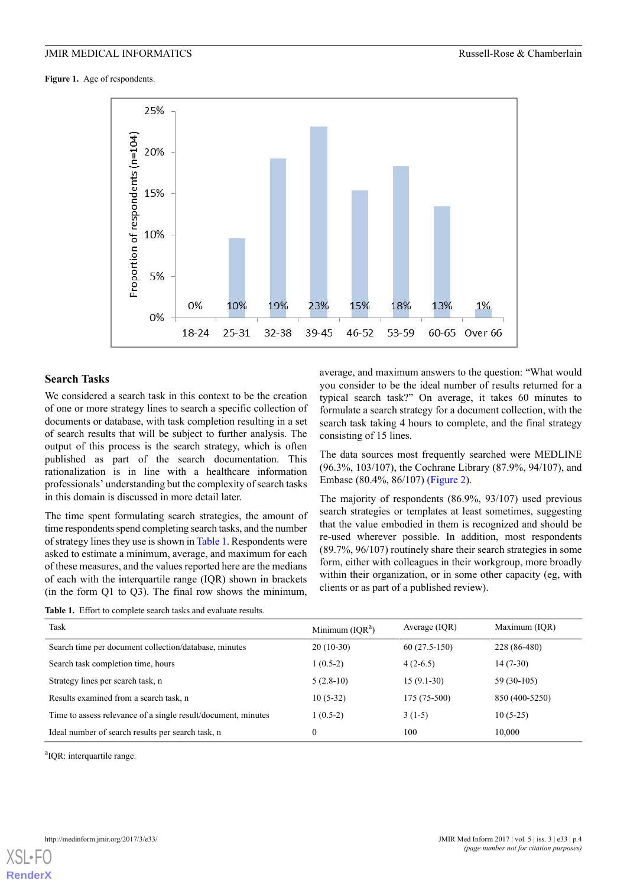**Figure 1.** Age of respondents.

### Search Tasks

We considered a search task in this context to be the creation of one or more strategy lines to search a specific collection of documents or database, with task completion resulting in a set of search results that will be subject to further analysis. The output of this process is the search strategy, which is often published as part of the search documentation. This rationalization is in line with a healthcare information professionals' understanding but the complexity of search tasks in this domain is discussed in more detail later.

The time spent formulating search strategies, the amount of time respondents spend completing search tasks, and the number of strategy lines they use is shown in Table 1. Respondents were asked to estimate a minimum, average, and maximum for each of these measures, and the values reported here are the medians of each with the interquartile range (IQR) shown in brackets (in the form Q1 to Q3). The final row shows the minimum, average, and maximum answers to the question: "What would you consider to be the ideal number of results returned for a typical search task?" On average, it takes 60 minutes to formulate a search strategy for a document collection, with the search task taking 4 hours to complete, and the final strategy consisting of 15 lines.

The data sources most frequently searched were MEDLINE (96.3%, 103/107), the Cochrane Library (87.9%, 94/107), and Embase (80.4%, 86/107) (Figure 2).

The majority of respondents (86.9%, 93/107) used previous search strategies or templates at least sometimes, suggesting that the value embodied in them is recognized and should be re-used wherever possible. In addition, most respondents (89.7%, 96/107) routinely share their search strategies in some form, either with colleagues in their workgroup, more broadly within their organization, or in some other capacity (eg, with clients or as part of a published review).

**Table 1.** Effort to complete search tasks and evaluate results.

| Task | Minimum (IQR[a]) | Average (IQR) | Maximum (IQR) |
|---|---|---|---|
| Search time per document collection/database, minutes | 20 (10-30) | 60 (27.5-150) | 228 (86-480) |
| Search task completion time, hours | 1 (0.5-2) | 4 (2-6.5) | 14 (7-30) |
| Strategy lines per search task, n | 5 (2.8-10) | 15 (9.1-30) | 59 (30-105) |
| Results examined from a search task, n | 10 (5-32) | 175 (75-500) | 850 (400-5250) |
| Time to assess relevance of a single result/document, minutes | 1 (0.5-2) | 3 (1-5) | 10 (5-25) |
| Ideal number of search results per search task, n | 0 | 100 | 10,000 |

[a]IQR: interquartile range.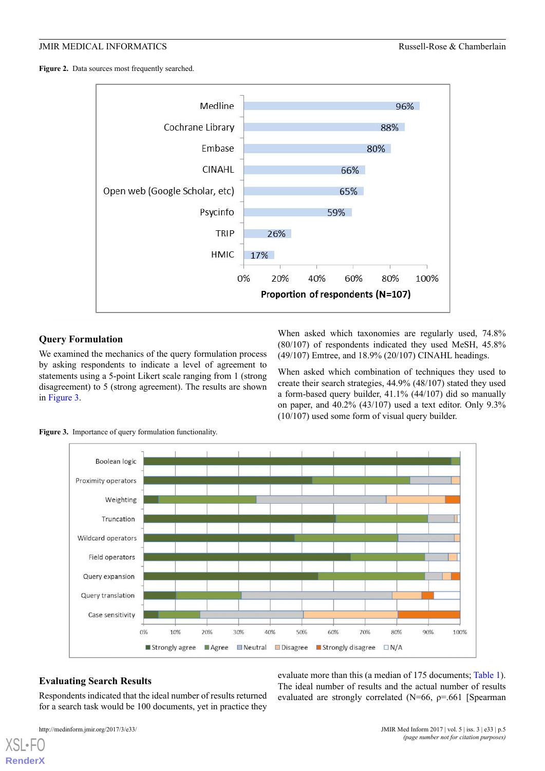**Figure 2.** Data sources most frequently searched.

**Query Formulation**

We examined the mechanics of the query formulation process by asking respondents to indicate a level of agreement to statements using a 5-point Likert scale ranging from 1 (strong disagreement) to 5 (strong agreement). The results are shown in Figure 3.

When asked which taxonomies are regularly used, 74.8% (80/107) of respondents indicated they used MeSH, 45.8% (49/107) Emtree, and 18.9% (20/107) CINAHL headings.

When asked which combination of techniques they used to create their search strategies, 44.9% (48/107) stated they used a form-based query builder, 41.1% (44/107) did so manually on paper, and 40.2% (43/107) used a text editor. Only 9.3% (10/107) used some form of visual query builder.

**Figure 3.** Importance of query formulation functionality.

**Evaluating Search Results**

Respondents indicated that the ideal number of results returned for a search task would be 100 documents, yet in practice they evaluate more than this (a median of 175 documents; Table 1). The ideal number of results and the actual number of results evaluated are strongly correlated (N=66, ρ=.661 [Spearman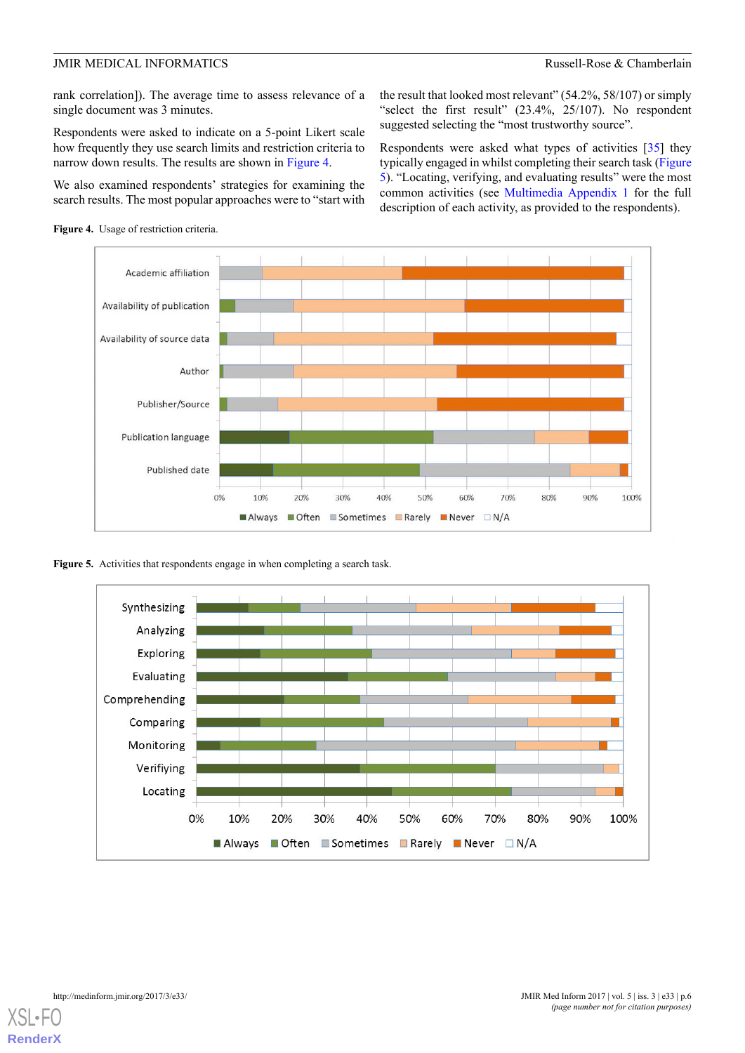rank correlation]). The average time to assess relevance of a single document was 3 minutes.

Respondents were asked to indicate on a 5-point Likert scale how frequently they use search limits and restriction criteria to narrow down results. The results are shown in Figure 4.

We also examined respondents' strategies for examining the search results. The most popular approaches were to "start with the result that looked most relevant" (54.2%, 58/107) or simply "select the first result" (23.4%, 25/107). No respondent suggested selecting the "most trustworthy source".

Respondents were asked what types of activities [35] they typically engaged in whilst completing their search task (Figure 5). "Locating, verifying, and evaluating results" were the most common activities (see Multimedia Appendix 1 for the full description of each activity, as provided to the respondents).

**Figure 4.** Usage of restriction criteria.

**Figure 5.** Activities that respondents engage in when completing a search task.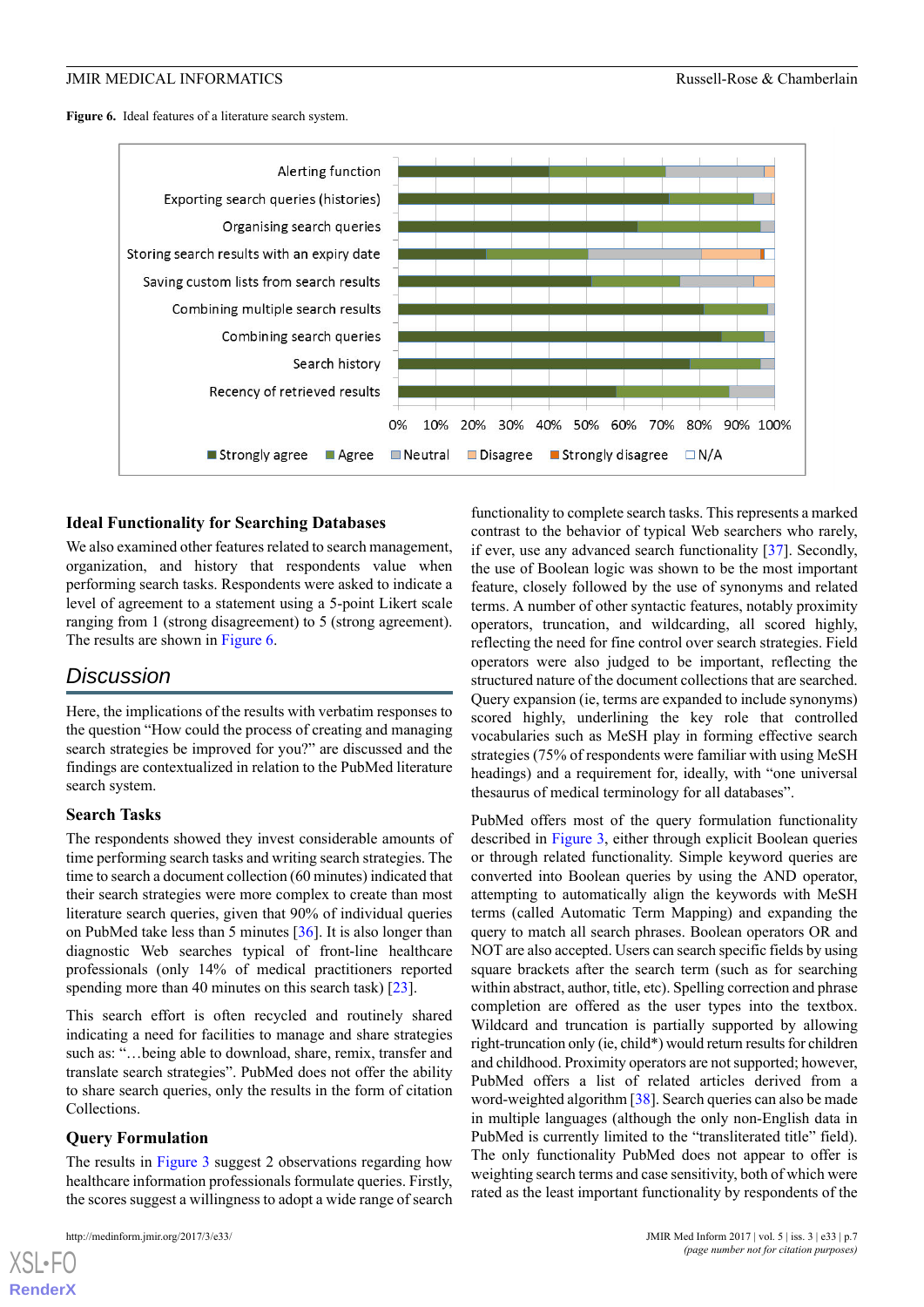**Figure 6.** Ideal features of a literature search system.

## Ideal Functionality for Searching Databases

We also examined other features related to search management, organization, and history that respondents value when performing search tasks. Respondents were asked to indicate a level of agreement to a statement using a 5-point Likert scale ranging from 1 (strong disagreement) to 5 (strong agreement). The results are shown in Figure 6.

# Discussion

Here, the implications of the results with verbatim responses to the question "How could the process of creating and managing search strategies be improved for you?" are discussed and the findings are contextualized in relation to the PubMed literature search system.

## Search Tasks

The respondents showed they invest considerable amounts of time performing search tasks and writing search strategies. The time to search a document collection (60 minutes) indicated that their search strategies were more complex to create than most literature search queries, given that 90% of individual queries on PubMed take less than 5 minutes [36]. It is also longer than diagnostic Web searches typical of front-line healthcare professionals (only 14% of medical practitioners reported spending more than 40 minutes on this search task) [23].

This search effort is often recycled and routinely shared indicating a need for facilities to manage and share strategies such as: "…being able to download, share, remix, transfer and translate search strategies". PubMed does not offer the ability to share search queries, only the results in the form of citation Collections.

## Query Formulation

The results in Figure 3 suggest 2 observations regarding how healthcare information professionals formulate queries. Firstly, the scores suggest a willingness to adopt a wide range of search functionality to complete search tasks. This represents a marked contrast to the behavior of typical Web searchers who rarely, if ever, use any advanced search functionality [37]. Secondly, the use of Boolean logic was shown to be the most important feature, closely followed by the use of synonyms and related terms. A number of other syntactic features, notably proximity operators, truncation, and wildcarding, all scored highly, reflecting the need for fine control over search strategies. Field operators were also judged to be important, reflecting the structured nature of the document collections that are searched. Query expansion (ie, terms are expanded to include synonyms) scored highly, underlining the key role that controlled vocabularies such as MeSH play in forming effective search strategies (75% of respondents were familiar with using MeSH headings) and a requirement for, ideally, with "one universal thesaurus of medical terminology for all databases".

PubMed offers most of the query formulation functionality described in Figure 3, either through explicit Boolean queries or through related functionality. Simple keyword queries are converted into Boolean queries by using the AND operator, attempting to automatically align the keywords with MeSH terms (called Automatic Term Mapping) and expanding the query to match all search phrases. Boolean operators OR and NOT are also accepted. Users can search specific fields by using square brackets after the search term (such as for searching within abstract, author, title, etc). Spelling correction and phrase completion are offered as the user types into the textbox. Wildcard and truncation is partially supported by allowing right-truncation only (ie, child*) would return results for children and childhood. Proximity operators are not supported; however, PubMed offers a list of related articles derived from a word-weighted algorithm [38]. Search queries can also be made in multiple languages (although the only non-English data in PubMed is currently limited to the "transliterated title" field). The only functionality PubMed does not appear to offer is weighting search terms and case sensitivity, both of which were rated as the least important functionality by respondents of the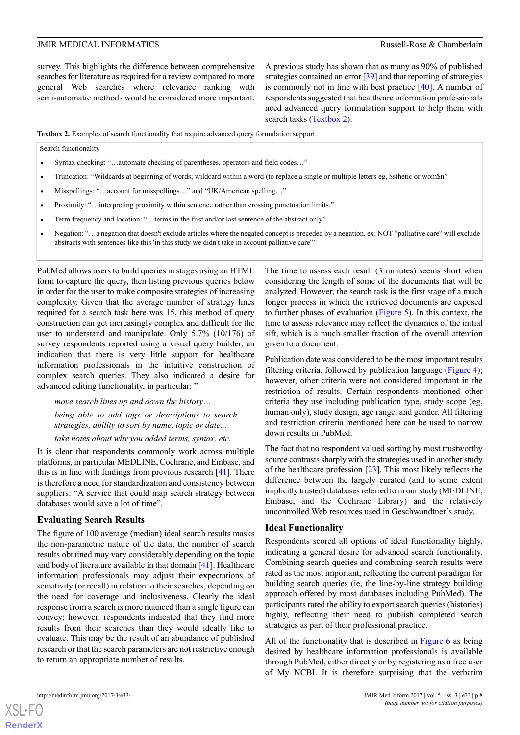survey. This highlights the difference between comprehensive searches for literature as required for a review compared to more general Web searches where relevance ranking with semi-automatic methods would be considered more important.

A previous study has shown that as many as 90% of published strategies contained an error [39] and that reporting of strategies is commonly not in line with best practice [40]. A number of respondents suggested that healthcare information professionals need advanced query formulation support to help them with search tasks (Textbox 2).

**Textbox 2.** Examples of search functionality that require advanced query formulation support.

Search functionality

- Syntax checking: "…automate checking of parentheses, operators and field codes…"
- Truncation: "Wildcards at beginning of words; wildcard within a word (to replace a single or multiple letters eg, $sthetic or wom$n"
- Misspellings: "…account for misspellings…" and "UK/American spelling…"
- Proximity: "…interpreting proximity within sentence rather than crossing punctuation limits."
- Term frequency and location: "…terms in the first and/or last sentence of the abstract only"
- Negation: "…a negation that doesn't exclude articles where the negated concept is preceded by a negation. ex: NOT "palliative care" will exclude abstracts with sentences like this 'in this study we didn't take in account palliative care'"

PubMed allows users to build queries in stages using an HTML form to capture the query, then listing previous queries below in order for the user to make composite strategies of increasing complexity. Given that the average number of strategy lines required for a search task here was 15, this method of query construction can get increasingly complex and difficult for the user to understand and manipulate. Only 5.7% (10/176) of survey respondents reported using a visual query builder, an indication that there is very little support for healthcare information professionals in the intuitive construction of complex search queries. They also indicated a desire for advanced editing functionality, in particular: "

> *move search lines up and down the history…*
>
> *being able to add tags or descriptions to search strategies, ability to sort by name, topic or date...*
>
> *take notes about why you added terms, syntax, etc.*

It is clear that respondents commonly work across multiple platforms, in particular MEDLINE, Cochrane, and Embase, and this is in line with findings from previous research [41]. There is therefore a need for standardization and consistency between suppliers: "A service that could map search strategy between databases would save a lot of time".

## Evaluating Search Results

The figure of 100 average (median) ideal search results masks the non-parametric nature of the data; the number of search results obtained may vary considerably depending on the topic and body of literature available in that domain [41]. Healthcare information professionals may adjust their expectations of sensitivity (or recall) in relation to their searches, depending on the need for coverage and inclusiveness. Clearly the ideal response from a search is more nuanced than a single figure can convey; however, respondents indicated that they find more results from their searches than they would ideally like to evaluate. This may be the result of an abundance of published research or that the search parameters are not restrictive enough to return an appropriate number of results.

The time to assess each result (3 minutes) seems short when considering the length of some of the documents that will be analyzed. However, the search task is the first stage of a much longer process in which the retrieved documents are exposed to further phases of evaluation (Figure 5). In this context, the time to assess relevance may reflect the dynamics of the initial sift, which is a much smaller fraction of the overall attention given to a document.

Publication date was considered to be the most important results filtering criteria, followed by publication language (Figure 4); however, other criteria were not considered important in the restriction of results. Certain respondents mentioned other criteria they use including publication type, study scope (eg, human only), study design, age range, and gender. All filtering and restriction criteria mentioned here can be used to narrow down results in PubMed.

The fact that no respondent valued sorting by most trustworthy source contrasts sharply with the strategies used in another study of the healthcare profession [23]. This most likely reflects the difference between the largely curated (and to some extent implicitly trusted) databases referred to in our study (MEDLINE, Embase, and the Cochrane Library) and the relatively uncontrolled Web resources used in Geschwandtner's study.

## Ideal Functionality

Respondents scored all options of ideal functionality highly, indicating a general desire for advanced search functionality. Combining search queries and combining search results were rated as the most important, reflecting the current paradigm for building search queries (ie, the line-by-line strategy building approach offered by most databases including PubMed). The participants rated the ability to export search queries (histories) highly, reflecting their need to publish completed search strategies as part of their professional practice.

All of the functionality that is described in Figure 6 as being desired by healthcare information professionals is available through PubMed, either directly or by registering as a free user of My NCBI. It is therefore surprising that the verbatim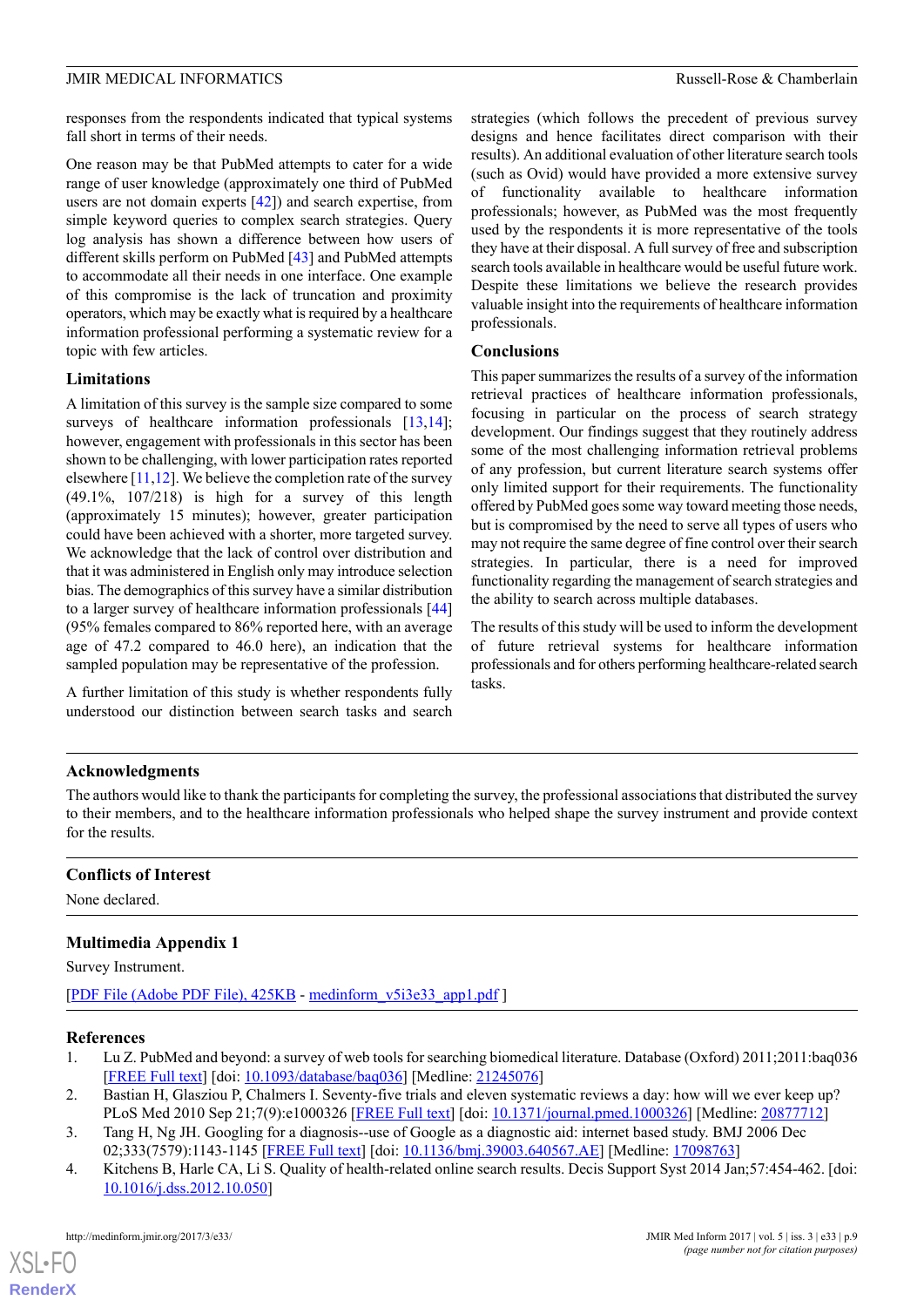responses from the respondents indicated that typical systems fall short in terms of their needs.

One reason may be that PubMed attempts to cater for a wide range of user knowledge (approximately one third of PubMed users are not domain experts [42]) and search expertise, from simple keyword queries to complex search strategies. Query log analysis has shown a difference between how users of different skills perform on PubMed [43] and PubMed attempts to accommodate all their needs in one interface. One example of this compromise is the lack of truncation and proximity operators, which may be exactly what is required by a healthcare information professional performing a systematic review for a topic with few articles.

## Limitations

A limitation of this survey is the sample size compared to some surveys of healthcare information professionals [13,14]; however, engagement with professionals in this sector has been shown to be challenging, with lower participation rates reported elsewhere [11,12]. We believe the completion rate of the survey (49.1%, 107/218) is high for a survey of this length (approximately 15 minutes); however, greater participation could have been achieved with a shorter, more targeted survey. We acknowledge that the lack of control over distribution and that it was administered in English only may introduce selection bias. The demographics of this survey have a similar distribution to a larger survey of healthcare information professionals [44] (95% females compared to 86% reported here, with an average age of 47.2 compared to 46.0 here), an indication that the sampled population may be representative of the profession.

A further limitation of this study is whether respondents fully understood our distinction between search tasks and search strategies (which follows the precedent of previous survey designs and hence facilitates direct comparison with their results). An additional evaluation of other literature search tools (such as Ovid) would have provided a more extensive survey of functionality available to healthcare information professionals; however, as PubMed was the most frequently used by the respondents it is more representative of the tools they have at their disposal. A full survey of free and subscription search tools available in healthcare would be useful future work. Despite these limitations we believe the research provides valuable insight into the requirements of healthcare information professionals.

## Conclusions

This paper summarizes the results of a survey of the information retrieval practices of healthcare information professionals, focusing in particular on the process of search strategy development. Our findings suggest that they routinely address some of the most challenging information retrieval problems of any profession, but current literature search systems offer only limited support for their requirements. The functionality offered by PubMed goes some way toward meeting those needs, but is compromised by the need to serve all types of users who may not require the same degree of fine control over their search strategies. In particular, there is a need for improved functionality regarding the management of search strategies and the ability to search across multiple databases.

The results of this study will be used to inform the development of future retrieval systems for healthcare information professionals and for others performing healthcare-related search tasks.

## Acknowledgments

The authors would like to thank the participants for completing the survey, the professional associations that distributed the survey to their members, and to the healthcare information professionals who helped shape the survey instrument and provide context for the results.

## Conflicts of Interest

None declared.

## Multimedia Appendix 1

Survey Instrument.

[PDF File (Adobe PDF File), 425KB - medinform_v5i3e33_app1.pdf ]

## References

1. Lu Z. PubMed and beyond: a survey of web tools for searching biomedical literature. Database (Oxford) 2011;2011:baq036 [FREE Full text] [doi: 10.1093/database/baq036] [Medline: 21245076]
2. Bastian H, Glasziou P, Chalmers I. Seventy-five trials and eleven systematic reviews a day: how will we ever keep up? PLoS Med 2010 Sep 21;7(9):e1000326 [FREE Full text] [doi: 10.1371/journal.pmed.1000326] [Medline: 20877712]
3. Tang H, Ng JH. Googling for a diagnosis--use of Google as a diagnostic aid: internet based study. BMJ 2006 Dec 02;333(7579):1143-1145 [FREE Full text] [doi: 10.1136/bmj.39003.640567.AE] [Medline: 17098763]
4. Kitchens B, Harle CA, Li S. Quality of health-related online search results. Decis Support Syst 2014 Jan;57:454-462. [doi: 10.1016/j.dss.2012.10.050]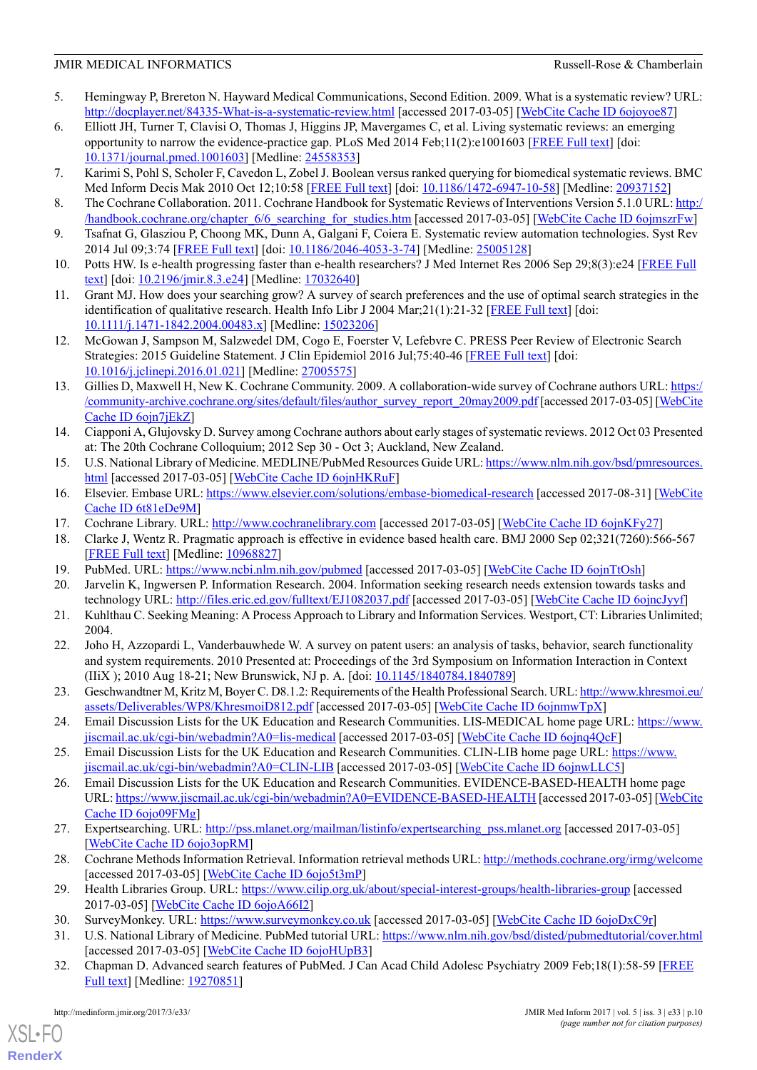5. Hemingway P, Brereton N. Hayward Medical Communications, Second Edition. 2009. What is a systematic review? URL: http://docplayer.net/84335-What-is-a-systematic-review.html [accessed 2017-03-05] [WebCite Cache ID 6ojoyoe87]
6. Elliott JH, Turner T, Clavisi O, Thomas J, Higgins JP, Mavergames C, et al. Living systematic reviews: an emerging opportunity to narrow the evidence-practice gap. PLoS Med 2014 Feb;11(2):e1001603 [FREE Full text] [doi: 10.1371/journal.pmed.1001603] [Medline: 24558353]
7. Karimi S, Pohl S, Scholer F, Cavedon L, Zobel J. Boolean versus ranked querying for biomedical systematic reviews. BMC Med Inform Decis Mak 2010 Oct 12;10:58 [FREE Full text] [doi: 10.1186/1472-6947-10-58] [Medline: 20937152]
8. The Cochrane Collaboration. 2011. Cochrane Handbook for Systematic Reviews of Interventions Version 5.1.0 URL: http://handbook.cochrane.org/chapter_6/6_searching_for_studies.htm [accessed 2017-03-05] [WebCite Cache ID 6ojmszrFw]
9. Tsafnat G, Glasziou P, Choong MK, Dunn A, Galgani F, Coiera E. Systematic review automation technologies. Syst Rev 2014 Jul 09;3:74 [FREE Full text] [doi: 10.1186/2046-4053-3-74] [Medline: 25005128]
10. Potts HW. Is e-health progressing faster than e-health researchers? J Med Internet Res 2006 Sep 29;8(3):e24 [FREE Full text] [doi: 10.2196/jmir.8.3.e24] [Medline: 17032640]
11. Grant MJ. How does your searching grow? A survey of search preferences and the use of optimal search strategies in the identification of qualitative research. Health Info Libr J 2004 Mar;21(1):21-32 [FREE Full text] [doi: 10.1111/j.1471-1842.2004.00483.x] [Medline: 15023206]
12. McGowan J, Sampson M, Salzwedel DM, Cogo E, Foerster V, Lefebvre C. PRESS Peer Review of Electronic Search Strategies: 2015 Guideline Statement. J Clin Epidemiol 2016 Jul;75:40-46 [FREE Full text] [doi: 10.1016/j.jclinepi.2016.01.021] [Medline: 27005575]
13. Gillies D, Maxwell H, New K. Cochrane Community. 2009. A collaboration-wide survey of Cochrane authors URL: https://community-archive.cochrane.org/sites/default/files/author_survey_report_20may2009.pdf [accessed 2017-03-05] [WebCite Cache ID 6ojn7jEkZ]
14. Ciapponi A, Glujovsky D. Survey among Cochrane authors about early stages of systematic reviews. 2012 Oct 03 Presented at: The 20th Cochrane Colloquium; 2012 Sep 30 - Oct 3; Auckland, New Zealand.
15. U.S. National Library of Medicine. MEDLINE/PubMed Resources Guide URL: https://www.nlm.nih.gov/bsd/pmresources.html [accessed 2017-03-05] [WebCite Cache ID 6ojnHKRuF]
16. Elsevier. Embase URL: https://www.elsevier.com/solutions/embase-biomedical-research [accessed 2017-08-31] [WebCite Cache ID 6t81eDe9M]
17. Cochrane Library. URL: http://www.cochranelibrary.com [accessed 2017-03-05] [WebCite Cache ID 6ojnKFy27]
18. Clarke J, Wentz R. Pragmatic approach is effective in evidence based health care. BMJ 2000 Sep 02;321(7260):566-567 [FREE Full text] [Medline: 10968827]
19. PubMed. URL: https://www.ncbi.nlm.nih.gov/pubmed [accessed 2017-03-05] [WebCite Cache ID 6ojnTtOsh]
20. Jarvelin K, Ingwersen P. Information Research. 2004. Information seeking research needs extension towards tasks and technology URL: http://files.eric.ed.gov/fulltext/EJ1082037.pdf [accessed 2017-03-05] [WebCite Cache ID 6ojncJyyf]
21. Kuhlthau C. Seeking Meaning: A Process Approach to Library and Information Services. Westport, CT: Libraries Unlimited; 2004.
22. Joho H, Azzopardi L, Vanderbauwhede W. A survey on patent users: an analysis of tasks, behavior, search functionality and system requirements. 2010 Presented at: Proceedings of the 3rd Symposium on Information Interaction in Context (IIiX ); 2010 Aug 18-21; New Brunswick, NJ p. A. [doi: 10.1145/1840784.1840789]
23. Geschwandtner M, Kritz M, Boyer C. D8.1.2: Requirements of the Health Professional Search. URL: http://www.khresmoi.eu/assets/Deliverables/WP8/KhresmoiD812.pdf [accessed 2017-03-05] [WebCite Cache ID 6ojnmwTpX]
24. Email Discussion Lists for the UK Education and Research Communities. LIS-MEDICAL home page URL: https://www.jiscmail.ac.uk/cgi-bin/webadmin?A0=lis-medical [accessed 2017-03-05] [WebCite Cache ID 6ojnq4QcF]
25. Email Discussion Lists for the UK Education and Research Communities. CLIN-LIB home page URL: https://www.jiscmail.ac.uk/cgi-bin/webadmin?A0=CLIN-LIB [accessed 2017-03-05] [WebCite Cache ID 6ojnwLLC5]
26. Email Discussion Lists for the UK Education and Research Communities. EVIDENCE-BASED-HEALTH home page URL: https://www.jiscmail.ac.uk/cgi-bin/webadmin?A0=EVIDENCE-BASED-HEALTH [accessed 2017-03-05] [WebCite Cache ID 6ojo09FMg]
27. Expertsearching. URL: http://pss.mlanet.org/mailman/listinfo/expertsearching_pss.mlanet.org [accessed 2017-03-05] [WebCite Cache ID 6ojo3opRM]
28. Cochrane Methods Information Retrieval. Information retrieval methods URL: http://methods.cochrane.org/irmg/welcome [accessed 2017-03-05] [WebCite Cache ID 6ojo5t3mP]
29. Health Libraries Group. URL: https://www.cilip.org.uk/about/special-interest-groups/health-libraries-group [accessed 2017-03-05] [WebCite Cache ID 6ojoA66I2]
30. SurveyMonkey. URL: https://www.surveymonkey.co.uk [accessed 2017-03-05] [WebCite Cache ID 6ojoDxC9r]
31. U.S. National Library of Medicine. PubMed tutorial URL: https://www.nlm.nih.gov/bsd/disted/pubmedtutorial/cover.html [accessed 2017-03-05] [WebCite Cache ID 6ojoHUpB3]
32. Chapman D. Advanced search features of PubMed. J Can Acad Child Adolesc Psychiatry 2009 Feb;18(1):58-59 [FREE Full text] [Medline: 19270851]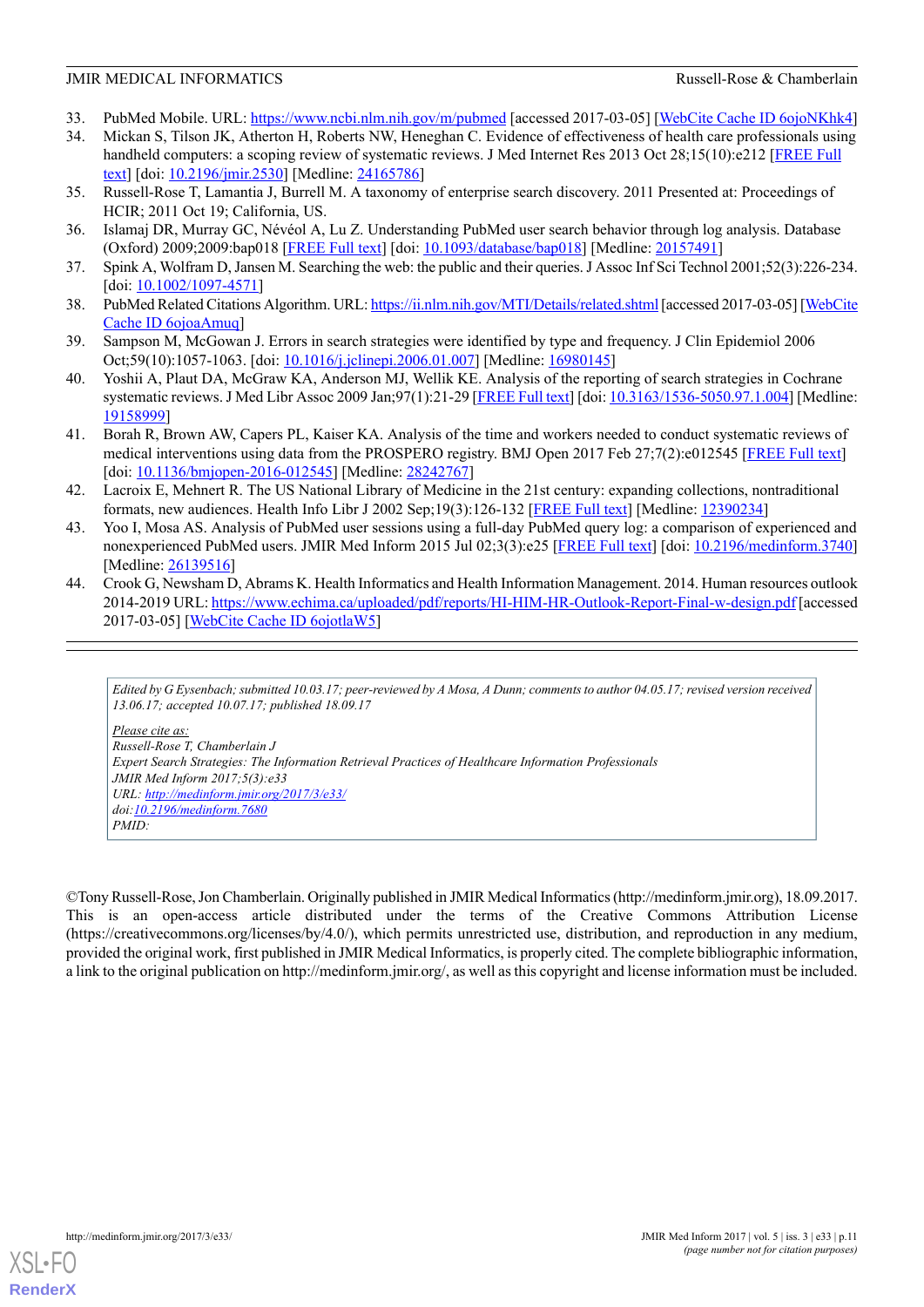33. PubMed Mobile. URL: https://www.ncbi.nlm.nih.gov/m/pubmed [accessed 2017-03-05] [WebCite Cache ID 6ojoNKhk4]
34. Mickan S, Tilson JK, Atherton H, Roberts NW, Heneghan C. Evidence of effectiveness of health care professionals using handheld computers: a scoping review of systematic reviews. J Med Internet Res 2013 Oct 28;15(10):e212 [FREE Full text] [doi: 10.2196/jmir.2530] [Medline: 24165786]
35. Russell-Rose T, Lamantia J, Burrell M. A taxonomy of enterprise search discovery. 2011 Presented at: Proceedings of HCIR; 2011 Oct 19; California, US.
36. Islamaj DR, Murray GC, Névéol A, Lu Z. Understanding PubMed user search behavior through log analysis. Database (Oxford) 2009;2009:bap018 [FREE Full text] [doi: 10.1093/database/bap018] [Medline: 20157491]
37. Spink A, Wolfram D, Jansen M. Searching the web: the public and their queries. J Assoc Inf Sci Technol 2001;52(3):226-234. [doi: 10.1002/1097-4571]
38. PubMed Related Citations Algorithm. URL: https://ii.nlm.nih.gov/MTI/Details/related.shtml [accessed 2017-03-05] [WebCite Cache ID 6ojoaAmuq]
39. Sampson M, McGowan J. Errors in search strategies were identified by type and frequency. J Clin Epidemiol 2006 Oct;59(10):1057-1063. [doi: 10.1016/j.jclinepi.2006.01.007] [Medline: 16980145]
40. Yoshii A, Plaut DA, McGraw KA, Anderson MJ, Wellik KE. Analysis of the reporting of search strategies in Cochrane systematic reviews. J Med Libr Assoc 2009 Jan;97(1):21-29 [FREE Full text] [doi: 10.3163/1536-5050.97.1.004] [Medline: 19158999]
41. Borah R, Brown AW, Capers PL, Kaiser KA. Analysis of the time and workers needed to conduct systematic reviews of medical interventions using data from the PROSPERO registry. BMJ Open 2017 Feb 27;7(2):e012545 [FREE Full text] [doi: 10.1136/bmjopen-2016-012545] [Medline: 28242767]
42. Lacroix E, Mehnert R. The US National Library of Medicine in the 21st century: expanding collections, nontraditional formats, new audiences. Health Info Libr J 2002 Sep;19(3):126-132 [FREE Full text] [Medline: 12390234]
43. Yoo I, Mosa AS. Analysis of PubMed user sessions using a full-day PubMed query log: a comparison of experienced and nonexperienced PubMed users. JMIR Med Inform 2015 Jul 02;3(3):e25 [FREE Full text] [doi: 10.2196/medinform.3740] [Medline: 26139516]
44. Crook G, Newsham D, Abrams K. Health Informatics and Health Information Management. 2014. Human resources outlook 2014-2019 URL: https://www.echima.ca/uploaded/pdf/reports/HI-HIM-HR-Outlook-Report-Final-w-design.pdf [accessed 2017-03-05] [WebCite Cache ID 6ojotlaW5]

---

*Edited by G Eysenbach; submitted 10.03.17; peer-reviewed by A Mosa, A Dunn; comments to author 04.05.17; revised version received 13.06.17; accepted 10.07.17; published 18.09.17*

*Please cite as:*
*Russell-Rose T, Chamberlain J*
*Expert Search Strategies: The Information Retrieval Practices of Healthcare Information Professionals*
*JMIR Med Inform 2017;5(3):e33*
*URL: http://medinform.jmir.org/2017/3/e33/*
*doi:10.2196/medinform.7680*
*PMID:*

©Tony Russell-Rose, Jon Chamberlain. Originally published in JMIR Medical Informatics (http://medinform.jmir.org), 18.09.2017. This is an open-access article distributed under the terms of the Creative Commons Attribution License (https://creativecommons.org/licenses/by/4.0/), which permits unrestricted use, distribution, and reproduction in any medium, provided the original work, first published in JMIR Medical Informatics, is properly cited. The complete bibliographic information, a link to the original publication on http://medinform.jmir.org/, as well as this copyright and license information must be included.